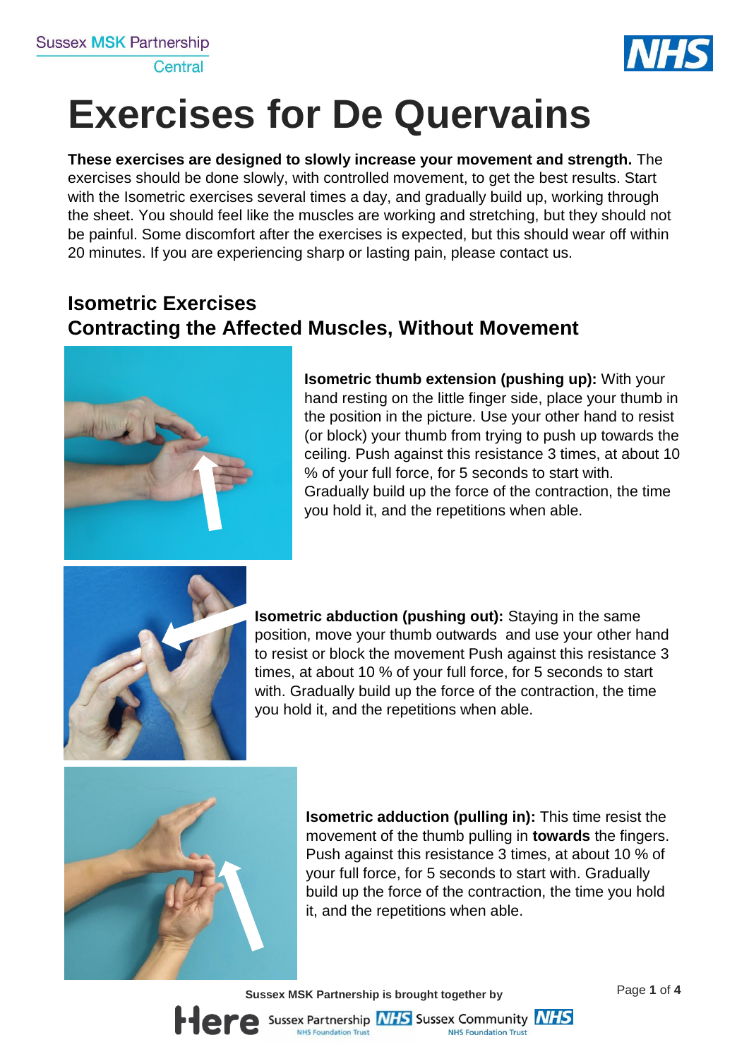# Exercises for De Quervains

**These exercises are designed to slowly increase your movement and strength.** The exercises should be done slowly, with controlled movement, to get the best results. Start with the Isometric exercises several times a day, and gradually build up, working through the sheet. You should feel like the muscles are working and stretching, but they should not be painful. Some discomfort after the exercises is expected, but this should wear off within 20 minutes. If you are experiencing sharp or lasting pain, please contact us.

## Isometric Exercises
## Contracting the Affected Muscles, Without Movement

**Isometric thumb extension (pushing up):** With your hand resting on the little finger side, place your thumb in the position in the picture. Use your other hand to resist (or block) your thumb from trying to push up towards the ceiling. Push against this resistance 3 times, at about 10 % of your full force, for 5 seconds to start with. Gradually build up the force of the contraction, the time you hold it, and the repetitions when able.

**Isometric abduction (pushing out):** Staying in the same position, move your thumb outwards and use your other hand to resist or block the movement Push against this resistance 3 times, at about 10 % of your full force, for 5 seconds to start with. Gradually build up the force of the contraction, the time you hold it, and the repetitions when able.

**Isometric adduction (pulling in):** This time resist the movement of the thumb pulling in **towards** the fingers. Push against this resistance 3 times, at about 10 % of your full force, for 5 seconds to start with. Gradually build up the force of the contraction, the time you hold it, and the repetitions when able.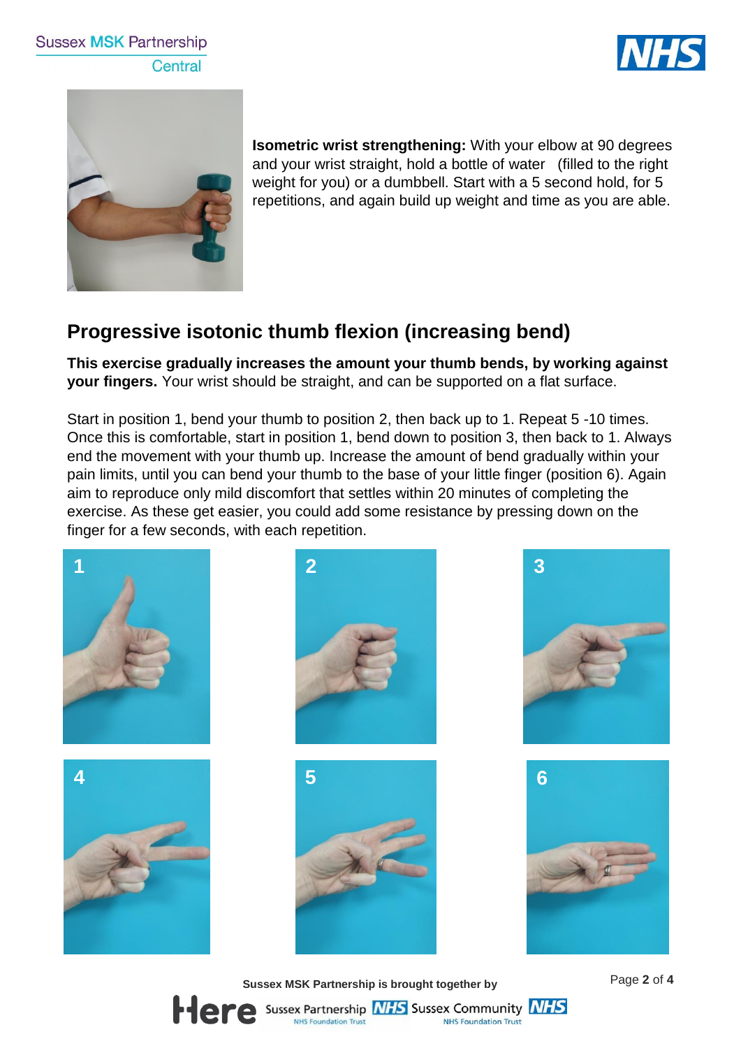**Isometric wrist strengthening:** With your elbow at 90 degrees and your wrist straight, hold a bottle of water (filled to the right weight for you) or a dumbbell. Start with a 5 second hold, for 5 repetitions, and again build up weight and time as you are able.

## Progressive isotonic thumb flexion (increasing bend)

**This exercise gradually increases the amount your thumb bends, by working against your fingers.** Your wrist should be straight, and can be supported on a flat surface.

Start in position 1, bend your thumb to position 2, then back up to 1. Repeat 5 -10 times. Once this is comfortable, start in position 1, bend down to position 3, then back to 1. Always end the movement with your thumb up. Increase the amount of bend gradually within your pain limits, until you can bend your thumb to the base of your little finger (position 6). Again aim to reproduce only mild discomfort that settles within 20 minutes of completing the exercise. As these get easier, you could add some resistance by pressing down on the finger for a few seconds, with each repetition.

1

2

3

4

5

6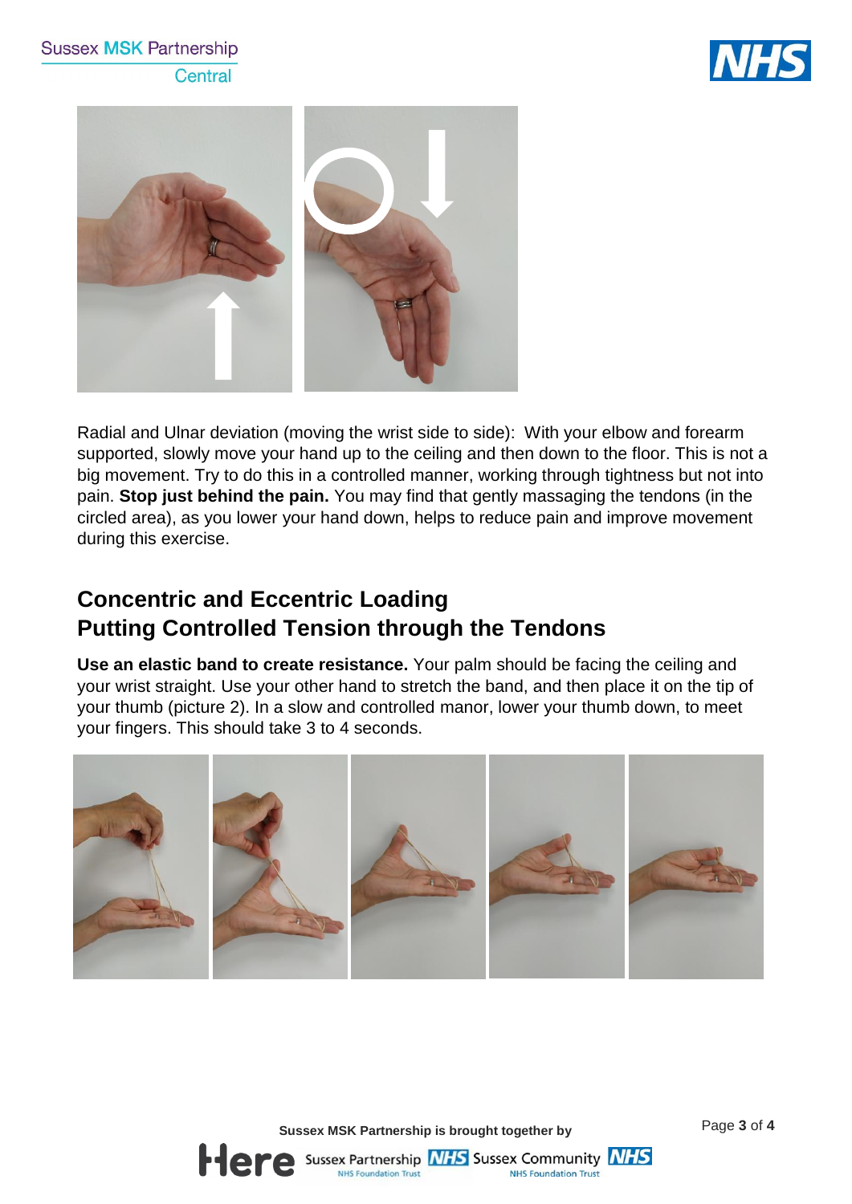Radial and Ulnar deviation (moving the wrist side to side): With your elbow and forearm supported, slowly move your hand up to the ceiling and then down to the floor. This is not a big movement. Try to do this in a controlled manner, working through tightness but not into pain. **Stop just behind the pain.** You may find that gently massaging the tendons (in the circled area), as you lower your hand down, helps to reduce pain and improve movement during this exercise.

## Concentric and Eccentric Loading
## Putting Controlled Tension through the Tendons

**Use an elastic band to create resistance.** Your palm should be facing the ceiling and your wrist straight. Use your other hand to stretch the band, and then place it on the tip of your thumb (picture 2). In a slow and controlled manor, lower your thumb down, to meet your fingers. This should take 3 to 4 seconds.

Sussex MSK Partnership is brought together by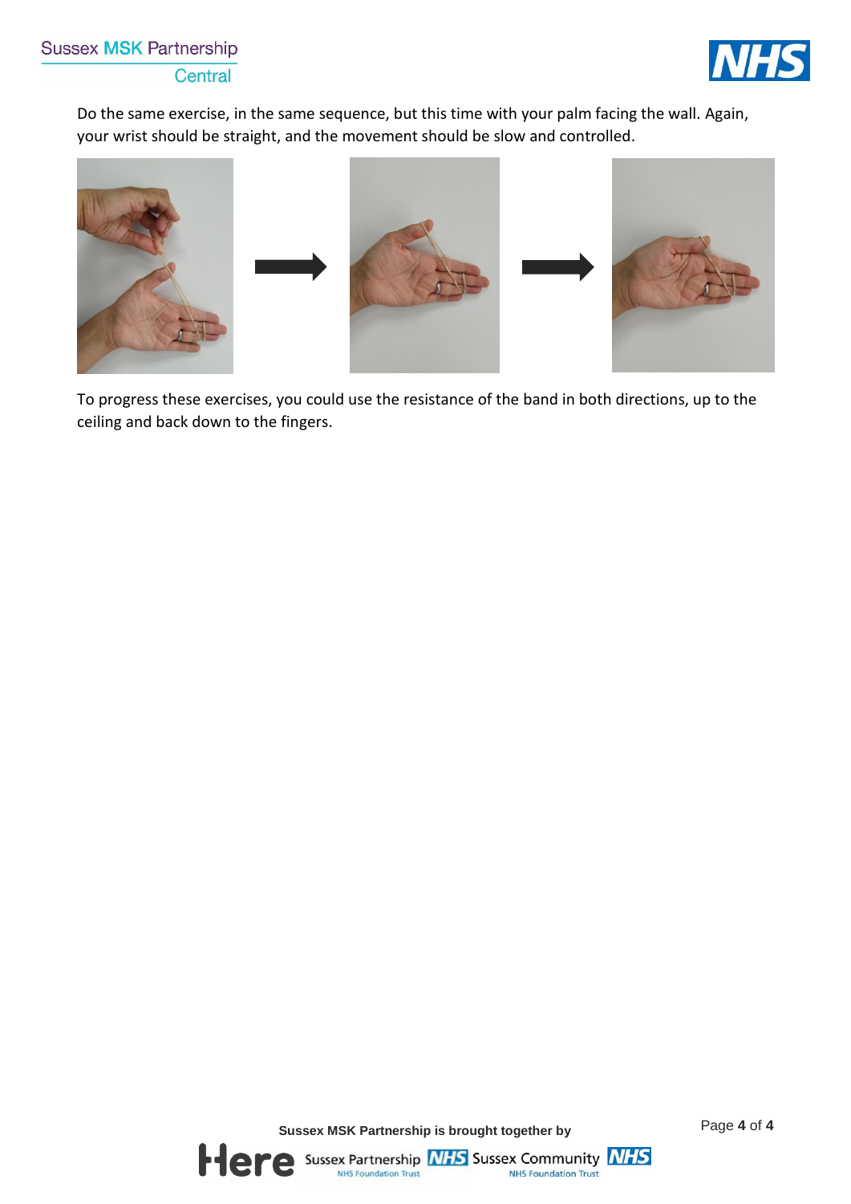Do the same exercise, in the same sequence, but this time with your palm facing the wall. Again, your wrist should be straight, and the movement should be slow and controlled.

To progress these exercises, you could use the resistance of the band in both directions, up to the ceiling and back down to the fingers.